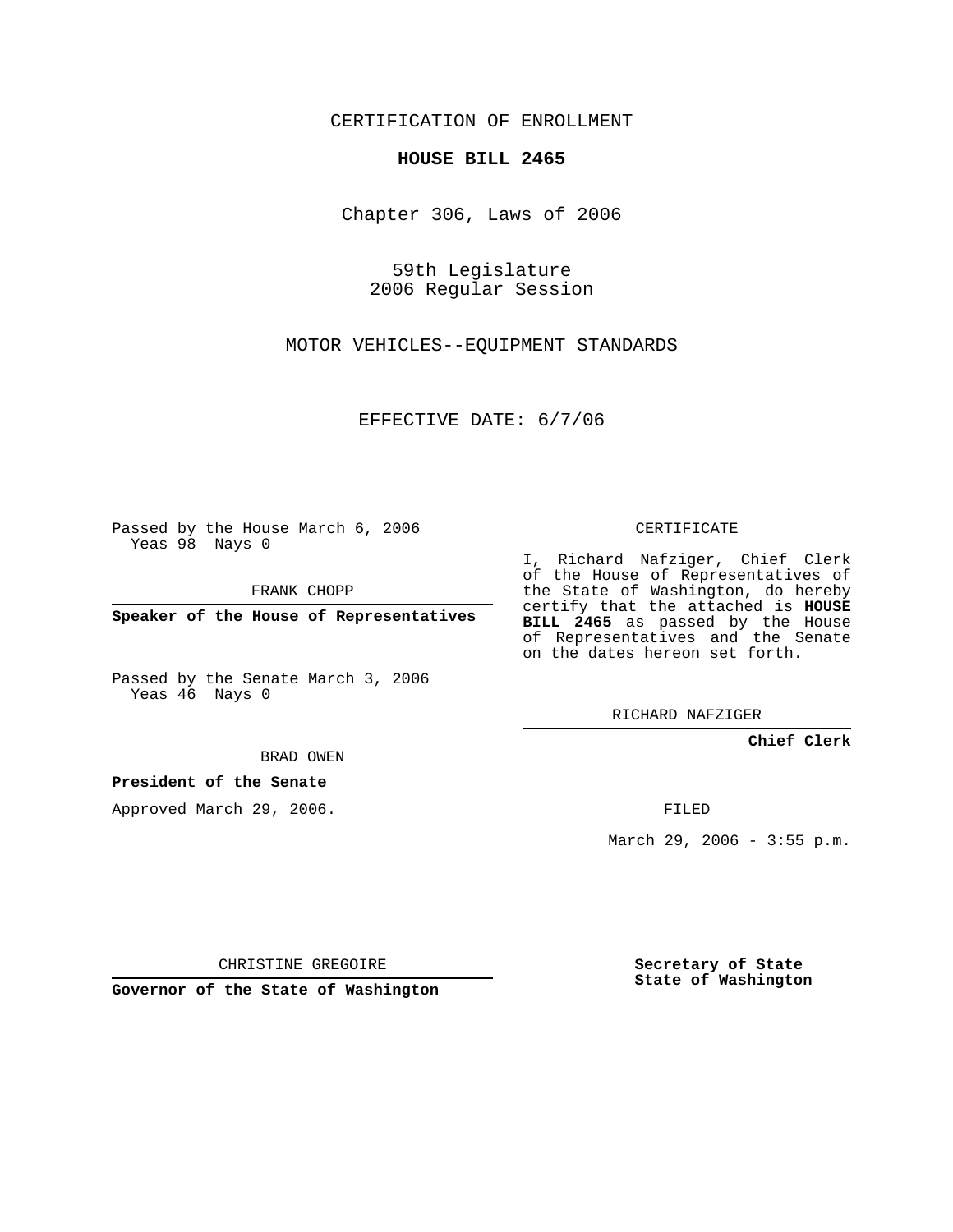CERTIFICATION OF ENROLLMENT

**HOUSE BILL 2465**

Chapter 306, Laws of 2006

59th Legislature
2006 Regular Session

MOTOR VEHICLES--EQUIPMENT STANDARDS

EFFECTIVE DATE: 6/7/06

Passed by the House March 6, 2006
Yeas 98 Nays 0

FRANK CHOPP

**Speaker of the House of Representatives**

Passed by the Senate March 3, 2006
Yeas 46 Nays 0

BRAD OWEN

**President of the Senate**

Approved March 29, 2006.

CHRISTINE GREGOIRE

**Governor of the State of Washington**

CERTIFICATE

I, Richard Nafziger, Chief Clerk of the House of Representatives of the State of Washington, do hereby certify that the attached is **HOUSE BILL 2465** as passed by the House of Representatives and the Senate on the dates hereon set forth.

RICHARD NAFZIGER

**Chief Clerk**

FILED

March 29, 2006 - 3:55 p.m.

**Secretary of State**
**State of Washington**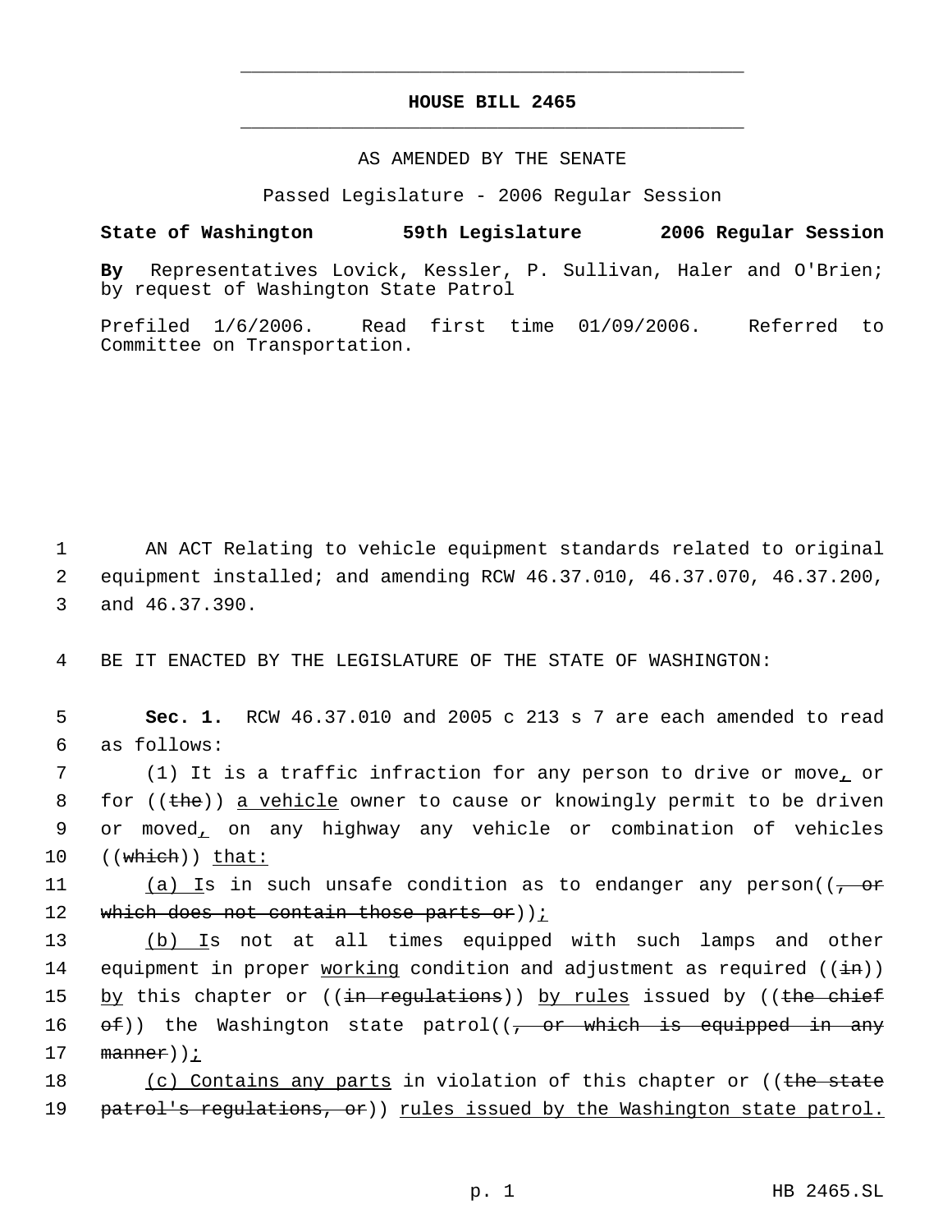# HOUSE BILL 2465

AS AMENDED BY THE SENATE

Passed Legislature - 2006 Regular Session

**State of Washington 59th Legislature 2006 Regular Session**

**By** Representatives Lovick, Kessler, P. Sullivan, Haler and O'Brien; by request of Washington State Patrol

Prefiled 1/6/2006. Read first time 01/09/2006. Referred to Committee on Transportation.

1 AN ACT Relating to vehicle equipment standards related to original
2 equipment installed; and amending RCW 46.37.010, 46.37.070, 46.37.200,
3 and 46.37.390.

4 BE IT ENACTED BY THE LEGISLATURE OF THE STATE OF WASHINGTON:

5 **Sec. 1.** RCW 46.37.010 and 2005 c 213 s 7 are each amended to read
6 as follows:

7 (1) It is a traffic infraction for any person to drive or move, or
8 for ((the)) a vehicle owner to cause or knowingly permit to be driven
9 or moved, on any highway any vehicle or combination of vehicles
10 ((which)) that:

11 (a) Is in such unsafe condition as to endanger any person((, or
12 which does not contain those parts or));

13 (b) Is not at all times equipped with such lamps and other
14 equipment in proper working condition and adjustment as required ((in))
15 by this chapter or ((in regulations)) by rules issued by ((the chief
16 of)) the Washington state patrol((, or which is equipped in any
17 manner));

18 (c) Contains any parts in violation of this chapter or ((the state
19 patrol's regulations, or)) rules issued by the Washington state patrol.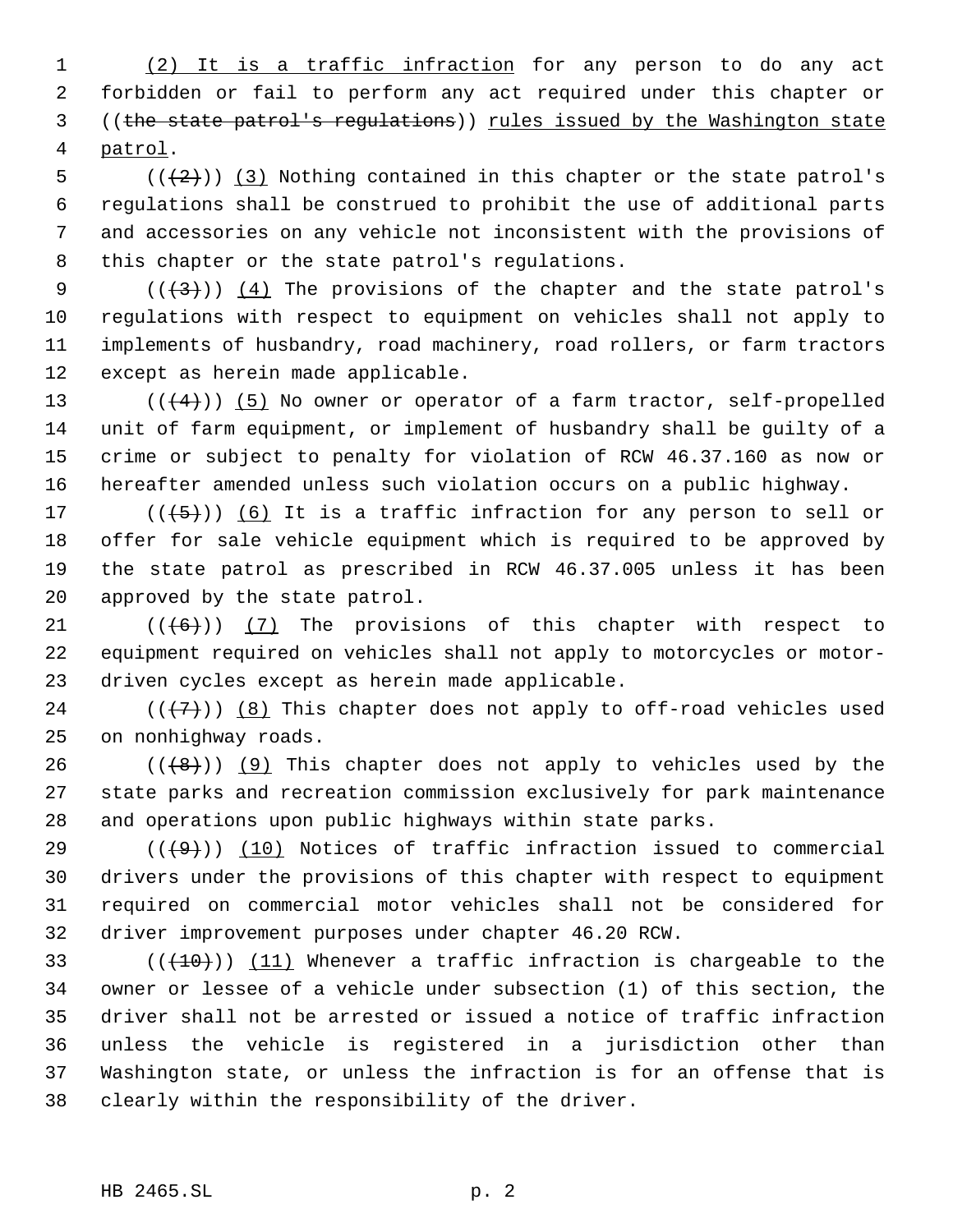(2) It is a traffic infraction for any person to do any act forbidden or fail to perform any act required under this chapter or ((~~the state patrol's regulations~~)) rules issued by the Washington state patrol.

((~~(2)~~)) (3) Nothing contained in this chapter or the state patrol's regulations shall be construed to prohibit the use of additional parts and accessories on any vehicle not inconsistent with the provisions of this chapter or the state patrol's regulations.

((~~(3)~~)) (4) The provisions of the chapter and the state patrol's regulations with respect to equipment on vehicles shall not apply to implements of husbandry, road machinery, road rollers, or farm tractors except as herein made applicable.

((~~(4)~~)) (5) No owner or operator of a farm tractor, self-propelled unit of farm equipment, or implement of husbandry shall be guilty of a crime or subject to penalty for violation of RCW 46.37.160 as now or hereafter amended unless such violation occurs on a public highway.

((~~(5)~~)) (6) It is a traffic infraction for any person to sell or offer for sale vehicle equipment which is required to be approved by the state patrol as prescribed in RCW 46.37.005 unless it has been approved by the state patrol.

((~~(6)~~)) (7) The provisions of this chapter with respect to equipment required on vehicles shall not apply to motorcycles or motor-driven cycles except as herein made applicable.

((~~(7)~~)) (8) This chapter does not apply to off-road vehicles used on nonhighway roads.

((~~(8)~~)) (9) This chapter does not apply to vehicles used by the state parks and recreation commission exclusively for park maintenance and operations upon public highways within state parks.

((~~(9)~~)) (10) Notices of traffic infraction issued to commercial drivers under the provisions of this chapter with respect to equipment required on commercial motor vehicles shall not be considered for driver improvement purposes under chapter 46.20 RCW.

((~~(10)~~)) (11) Whenever a traffic infraction is chargeable to the owner or lessee of a vehicle under subsection (1) of this section, the driver shall not be arrested or issued a notice of traffic infraction unless the vehicle is registered in a jurisdiction other than Washington state, or unless the infraction is for an offense that is clearly within the responsibility of the driver.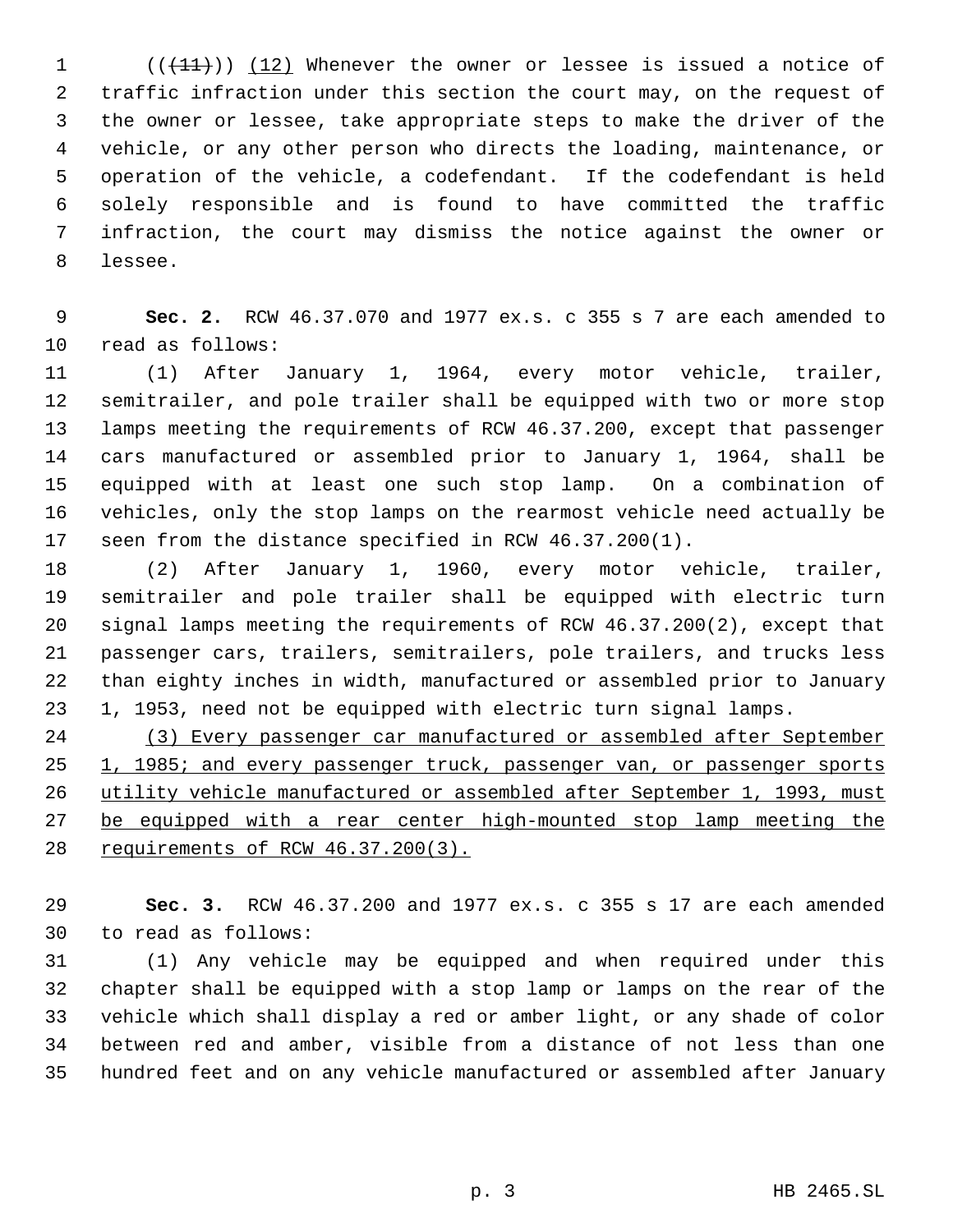((~~(11)~~)) <u>(12)</u> Whenever the owner or lessee is issued a notice of traffic infraction under this section the court may, on the request of the owner or lessee, take appropriate steps to make the driver of the vehicle, or any other person who directs the loading, maintenance, or operation of the vehicle, a codefendant. If the codefendant is held solely responsible and is found to have committed the traffic infraction, the court may dismiss the notice against the owner or lessee.

**Sec. 2.** RCW 46.37.070 and 1977 ex.s. c 355 s 7 are each amended to read as follows:

(1) After January 1, 1964, every motor vehicle, trailer, semitrailer, and pole trailer shall be equipped with two or more stop lamps meeting the requirements of RCW 46.37.200, except that passenger cars manufactured or assembled prior to January 1, 1964, shall be equipped with at least one such stop lamp. On a combination of vehicles, only the stop lamps on the rearmost vehicle need actually be seen from the distance specified in RCW 46.37.200(1).

(2) After January 1, 1960, every motor vehicle, trailer, semitrailer and pole trailer shall be equipped with electric turn signal lamps meeting the requirements of RCW 46.37.200(2), except that passenger cars, trailers, semitrailers, pole trailers, and trucks less than eighty inches in width, manufactured or assembled prior to January 1, 1953, need not be equipped with electric turn signal lamps.

<u>(3) Every passenger car manufactured or assembled after September 1, 1985; and every passenger truck, passenger van, or passenger sports utility vehicle manufactured or assembled after September 1, 1993, must be equipped with a rear center high-mounted stop lamp meeting the requirements of RCW 46.37.200(3).</u>

**Sec. 3.** RCW 46.37.200 and 1977 ex.s. c 355 s 17 are each amended to read as follows:

(1) Any vehicle may be equipped and when required under this chapter shall be equipped with a stop lamp or lamps on the rear of the vehicle which shall display a red or amber light, or any shade of color between red and amber, visible from a distance of not less than one hundred feet and on any vehicle manufactured or assembled after January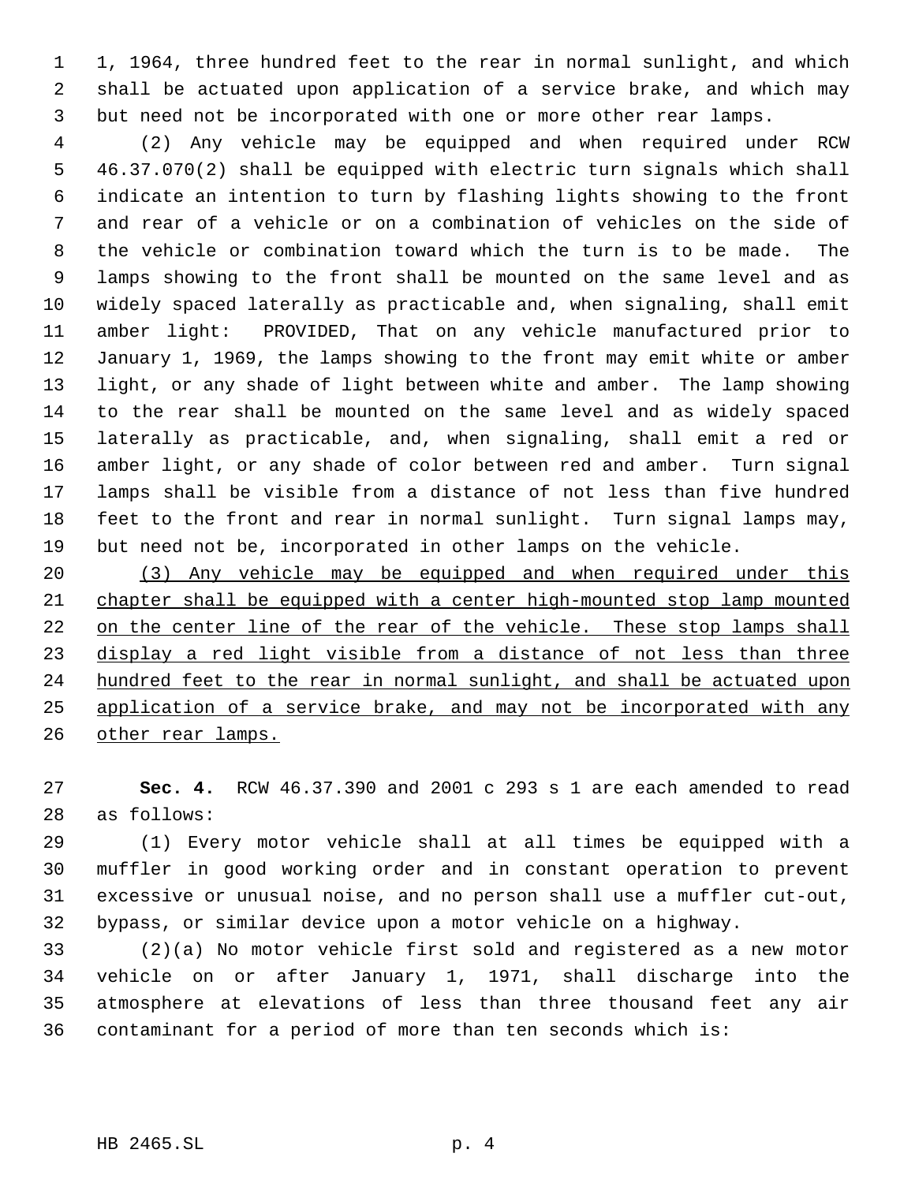1, 1964, three hundred feet to the rear in normal sunlight, and which shall be actuated upon application of a service brake, and which may but need not be incorporated with one or more other rear lamps.

(2) Any vehicle may be equipped and when required under RCW 46.37.070(2) shall be equipped with electric turn signals which shall indicate an intention to turn by flashing lights showing to the front and rear of a vehicle or on a combination of vehicles on the side of the vehicle or combination toward which the turn is to be made. The lamps showing to the front shall be mounted on the same level and as widely spaced laterally as practicable and, when signaling, shall emit amber light: PROVIDED, That on any vehicle manufactured prior to January 1, 1969, the lamps showing to the front may emit white or amber light, or any shade of light between white and amber. The lamp showing to the rear shall be mounted on the same level and as widely spaced laterally as practicable, and, when signaling, shall emit a red or amber light, or any shade of color between red and amber. Turn signal lamps shall be visible from a distance of not less than five hundred feet to the front and rear in normal sunlight. Turn signal lamps may, but need not be, incorporated in other lamps on the vehicle.

<u>(3) Any vehicle may be equipped and when required under this chapter shall be equipped with a center high-mounted stop lamp mounted on the center line of the rear of the vehicle. These stop lamps shall display a red light visible from a distance of not less than three hundred feet to the rear in normal sunlight, and shall be actuated upon application of a service brake, and may not be incorporated with any other rear lamps.</u>

**Sec. 4.** RCW 46.37.390 and 2001 c 293 s 1 are each amended to read as follows:

(1) Every motor vehicle shall at all times be equipped with a muffler in good working order and in constant operation to prevent excessive or unusual noise, and no person shall use a muffler cut-out, bypass, or similar device upon a motor vehicle on a highway.

(2)(a) No motor vehicle first sold and registered as a new motor vehicle on or after January 1, 1971, shall discharge into the atmosphere at elevations of less than three thousand feet any air contaminant for a period of more than ten seconds which is: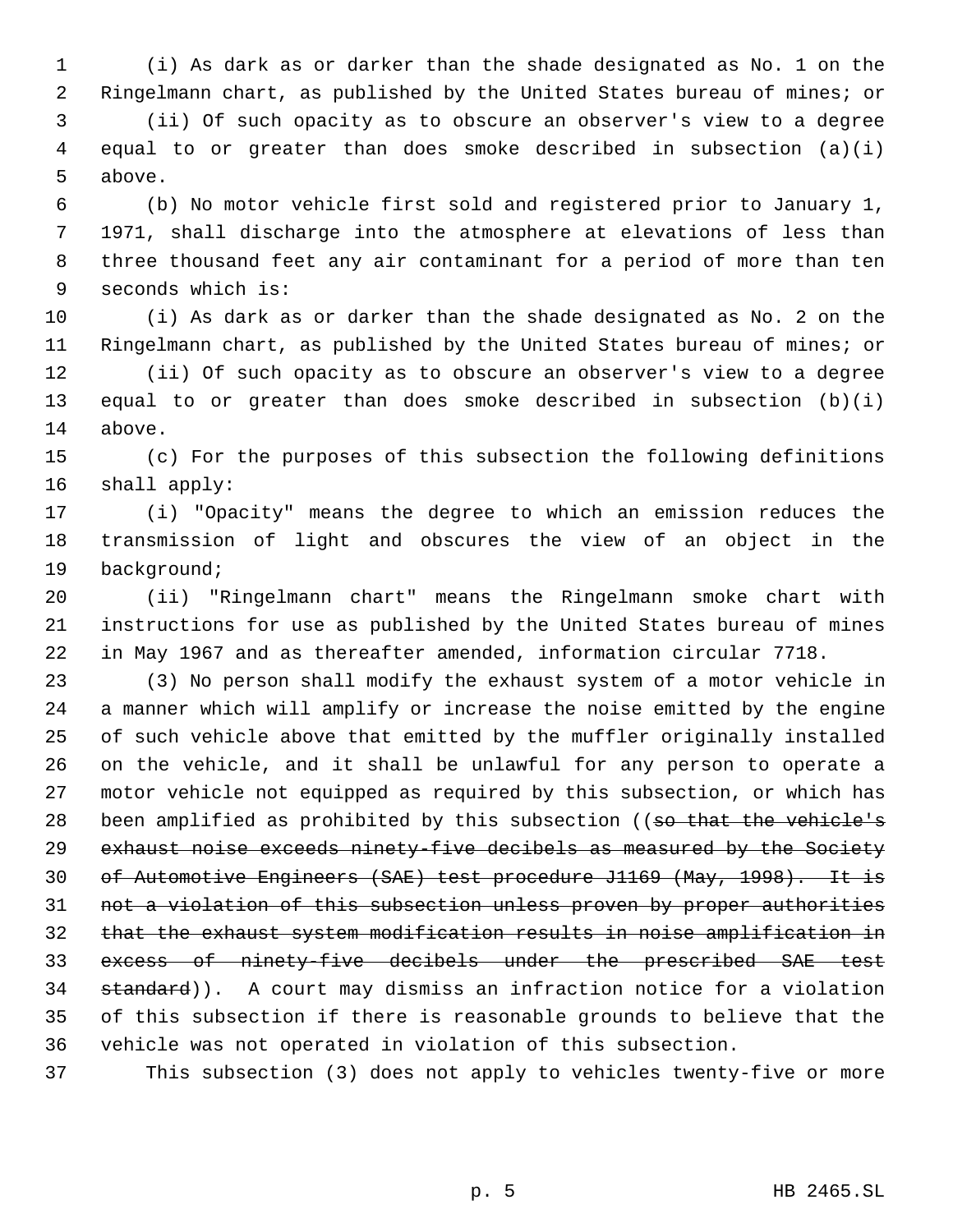(i) As dark as or darker than the shade designated as No. 1 on the Ringelmann chart, as published by the United States bureau of mines; or

(ii) Of such opacity as to obscure an observer's view to a degree equal to or greater than does smoke described in subsection (a)(i) above.

(b) No motor vehicle first sold and registered prior to January 1, 1971, shall discharge into the atmosphere at elevations of less than three thousand feet any air contaminant for a period of more than ten seconds which is:

(i) As dark as or darker than the shade designated as No. 2 on the Ringelmann chart, as published by the United States bureau of mines; or

(ii) Of such opacity as to obscure an observer's view to a degree equal to or greater than does smoke described in subsection (b)(i) above.

(c) For the purposes of this subsection the following definitions shall apply:

(i) "Opacity" means the degree to which an emission reduces the transmission of light and obscures the view of an object in the background;

(ii) "Ringelmann chart" means the Ringelmann smoke chart with instructions for use as published by the United States bureau of mines in May 1967 and as thereafter amended, information circular 7718.

(3) No person shall modify the exhaust system of a motor vehicle in a manner which will amplify or increase the noise emitted by the engine of such vehicle above that emitted by the muffler originally installed on the vehicle, and it shall be unlawful for any person to operate a motor vehicle not equipped as required by this subsection, or which has been amplified as prohibited by this subsection ((~~so that the vehicle's exhaust noise exceeds ninety-five decibels as measured by the Society of Automotive Engineers (SAE) test procedure J1169 (May, 1998). It is not a violation of this subsection unless proven by proper authorities that the exhaust system modification results in noise amplification in excess of ninety-five decibels under the prescribed SAE test standard~~)). A court may dismiss an infraction notice for a violation of this subsection if there is reasonable grounds to believe that the vehicle was not operated in violation of this subsection.

This subsection (3) does not apply to vehicles twenty-five or more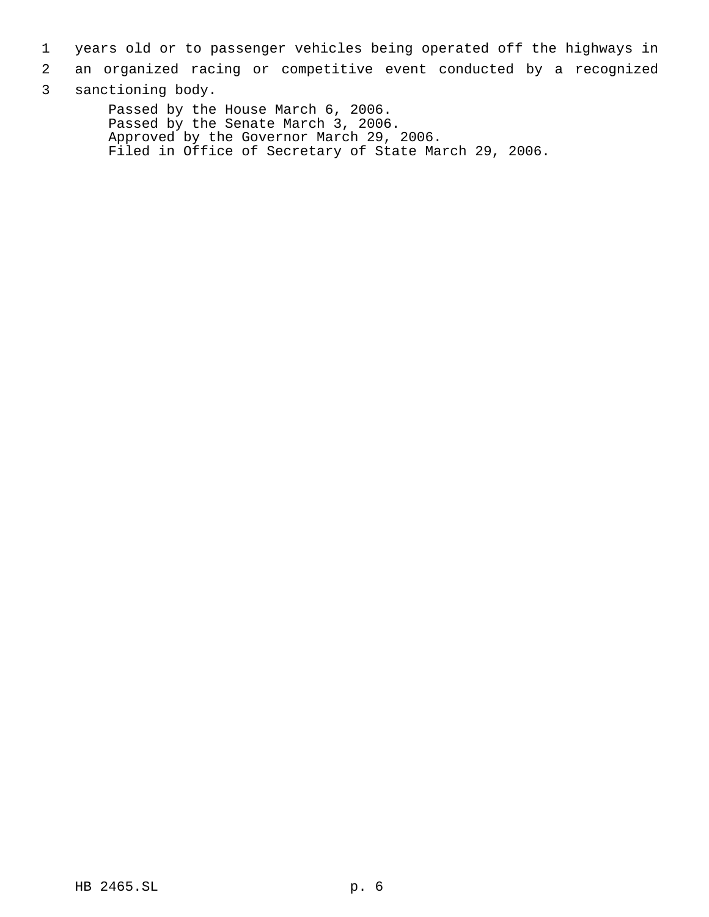years old or to passenger vehicles being operated off the highways in an organized racing or competitive event conducted by a recognized sanctioning body.

Passed by the House March 6, 2006.
Passed by the Senate March 3, 2006.
Approved by the Governor March 29, 2006.
Filed in Office of Secretary of State March 29, 2006.